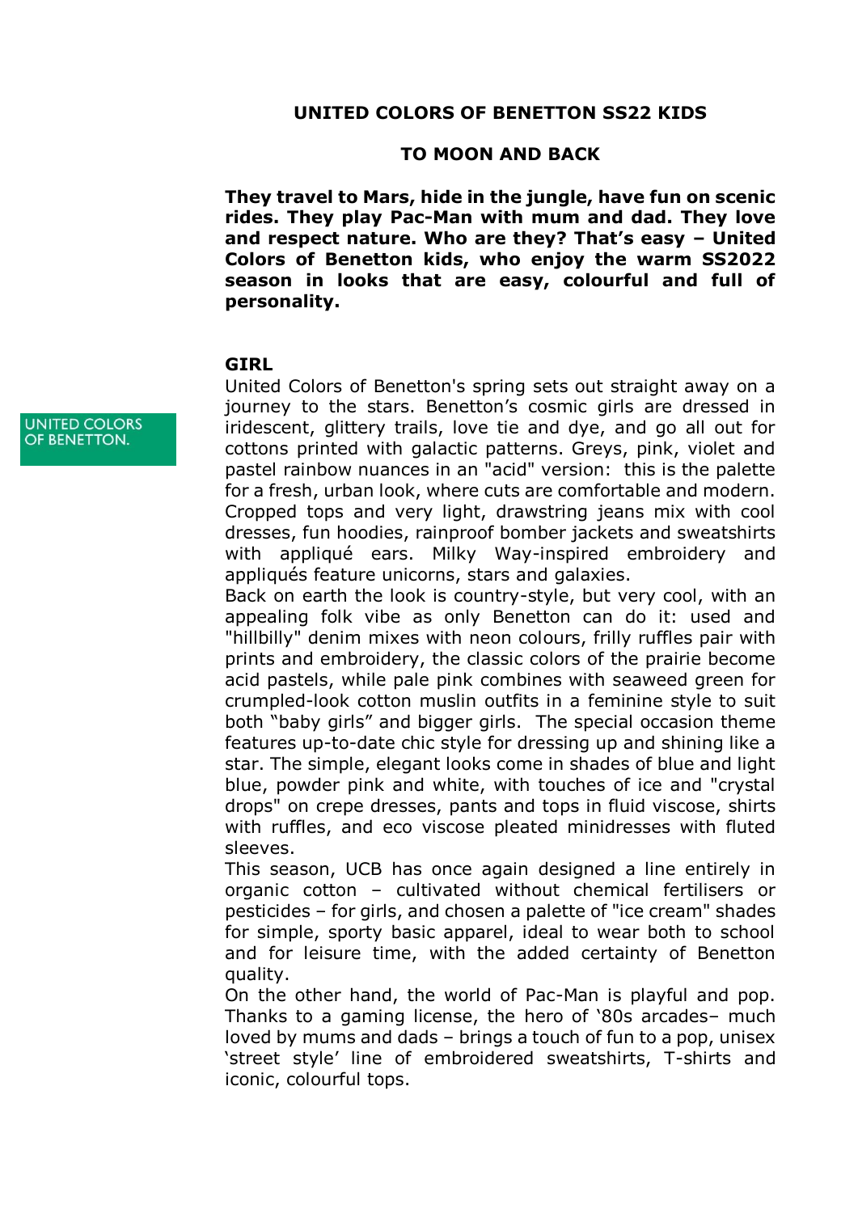# UNITED COLORS OF BENETTON SS22 KIDS

## TO MOON AND BACK

**They travel to Mars, hide in the jungle, have fun on scenic rides. They play Pac-Man with mum and dad. They love and respect nature. Who are they? That's easy – United Colors of Benetton kids, who enjoy the warm SS2022 season in looks that are easy, colourful and full of personality.**

UNITED COLORS OF BENETTON.

### GIRL

United Colors of Benetton's spring sets out straight away on a journey to the stars. Benetton's cosmic girls are dressed in iridescent, glittery trails, love tie and dye, and go all out for cottons printed with galactic patterns. Greys, pink, violet and pastel rainbow nuances in an "acid" version: this is the palette for a fresh, urban look, where cuts are comfortable and modern. Cropped tops and very light, drawstring jeans mix with cool dresses, fun hoodies, rainproof bomber jackets and sweatshirts with appliqué ears. Milky Way-inspired embroidery and appliqués feature unicorns, stars and galaxies.

Back on earth the look is country-style, but very cool, with an appealing folk vibe as only Benetton can do it: used and "hillbilly" denim mixes with neon colours, frilly ruffles pair with prints and embroidery, the classic colors of the prairie become acid pastels, while pale pink combines with seaweed green for crumpled-look cotton muslin outfits in a feminine style to suit both "baby girls" and bigger girls. The special occasion theme features up-to-date chic style for dressing up and shining like a star. The simple, elegant looks come in shades of blue and light blue, powder pink and white, with touches of ice and "crystal drops" on crepe dresses, pants and tops in fluid viscose, shirts with ruffles, and eco viscose pleated minidresses with fluted sleeves.

This season, UCB has once again designed a line entirely in organic cotton – cultivated without chemical fertilisers or pesticides – for girls, and chosen a palette of "ice cream" shades for simple, sporty basic apparel, ideal to wear both to school and for leisure time, with the added certainty of Benetton quality.

On the other hand, the world of Pac-Man is playful and pop. Thanks to a gaming license, the hero of '80s arcades– much loved by mums and dads – brings a touch of fun to a pop, unisex 'street style' line of embroidered sweatshirts, T-shirts and iconic, colourful tops.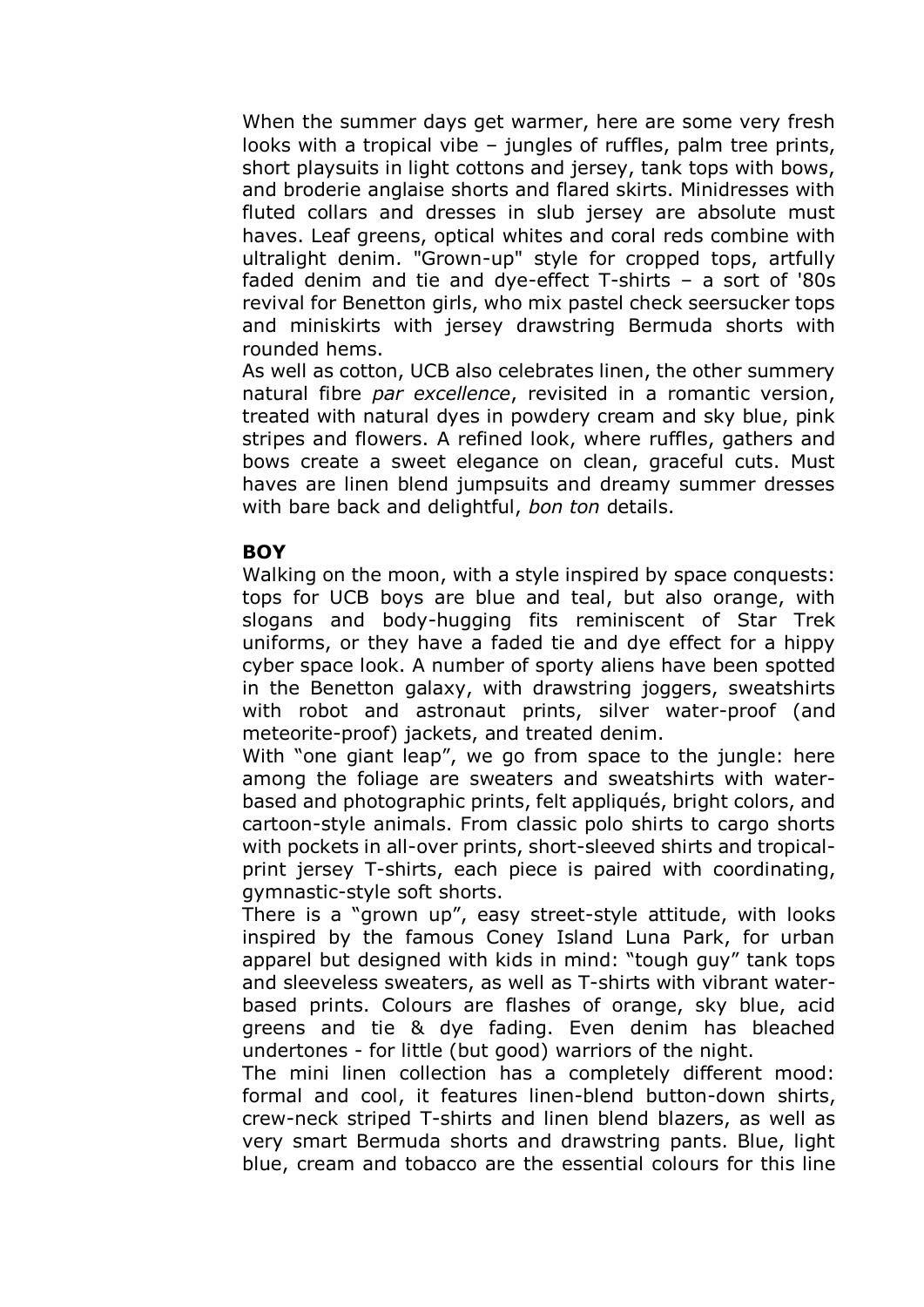When the summer days get warmer, here are some very fresh looks with a tropical vibe – jungles of ruffles, palm tree prints, short playsuits in light cottons and jersey, tank tops with bows, and broderie anglaise shorts and flared skirts. Minidresses with fluted collars and dresses in slub jersey are absolute must haves. Leaf greens, optical whites and coral reds combine with ultralight denim. "Grown-up" style for cropped tops, artfully faded denim and tie and dye-effect T-shirts – a sort of '80s revival for Benetton girls, who mix pastel check seersucker tops and miniskirts with jersey drawstring Bermuda shorts with rounded hems.

As well as cotton, UCB also celebrates linen, the other summery natural fibre *par excellence*, revisited in a romantic version, treated with natural dyes in powdery cream and sky blue, pink stripes and flowers. A refined look, where ruffles, gathers and bows create a sweet elegance on clean, graceful cuts. Must haves are linen blend jumpsuits and dreamy summer dresses with bare back and delightful, *bon ton* details.

**BOY**

Walking on the moon, with a style inspired by space conquests: tops for UCB boys are blue and teal, but also orange, with slogans and body-hugging fits reminiscent of Star Trek uniforms, or they have a faded tie and dye effect for a hippy cyber space look. A number of sporty aliens have been spotted in the Benetton galaxy, with drawstring joggers, sweatshirts with robot and astronaut prints, silver water-proof (and meteorite-proof) jackets, and treated denim.

With "one giant leap", we go from space to the jungle: here among the foliage are sweaters and sweatshirts with water-based and photographic prints, felt appliqués, bright colors, and cartoon-style animals. From classic polo shirts to cargo shorts with pockets in all-over prints, short-sleeved shirts and tropical-print jersey T-shirts, each piece is paired with coordinating, gymnastic-style soft shorts.

There is a "grown up", easy street-style attitude, with looks inspired by the famous Coney Island Luna Park, for urban apparel but designed with kids in mind: "tough guy" tank tops and sleeveless sweaters, as well as T-shirts with vibrant water-based prints. Colours are flashes of orange, sky blue, acid greens and tie & dye fading. Even denim has bleached undertones - for little (but good) warriors of the night.

The mini linen collection has a completely different mood: formal and cool, it features linen-blend button-down shirts, crew-neck striped T-shirts and linen blend blazers, as well as very smart Bermuda shorts and drawstring pants. Blue, light blue, cream and tobacco are the essential colours for this line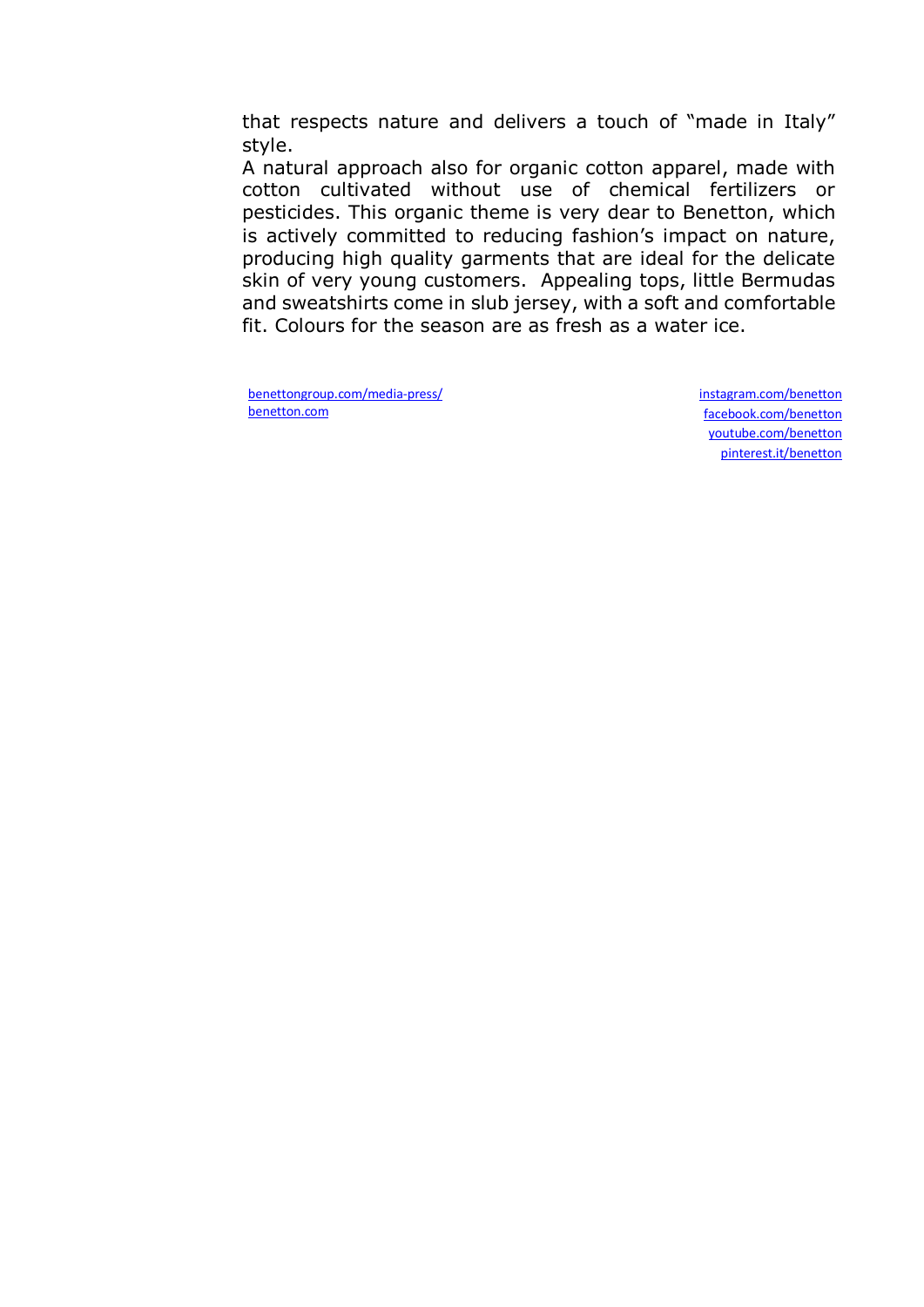that respects nature and delivers a touch of "made in Italy" style.

A natural approach also for organic cotton apparel, made with cotton cultivated without use of chemical fertilizers or pesticides. This organic theme is very dear to Benetton, which is actively committed to reducing fashion's impact on nature, producing high quality garments that are ideal for the delicate skin of very young customers. Appealing tops, little Bermudas and sweatshirts come in slub jersey, with a soft and comfortable fit. Colours for the season are as fresh as a water ice.

benettongroup.com/media-press/
benetton.com

instagram.com/benetton
facebook.com/benetton
youtube.com/benetton
pinterest.it/benetton